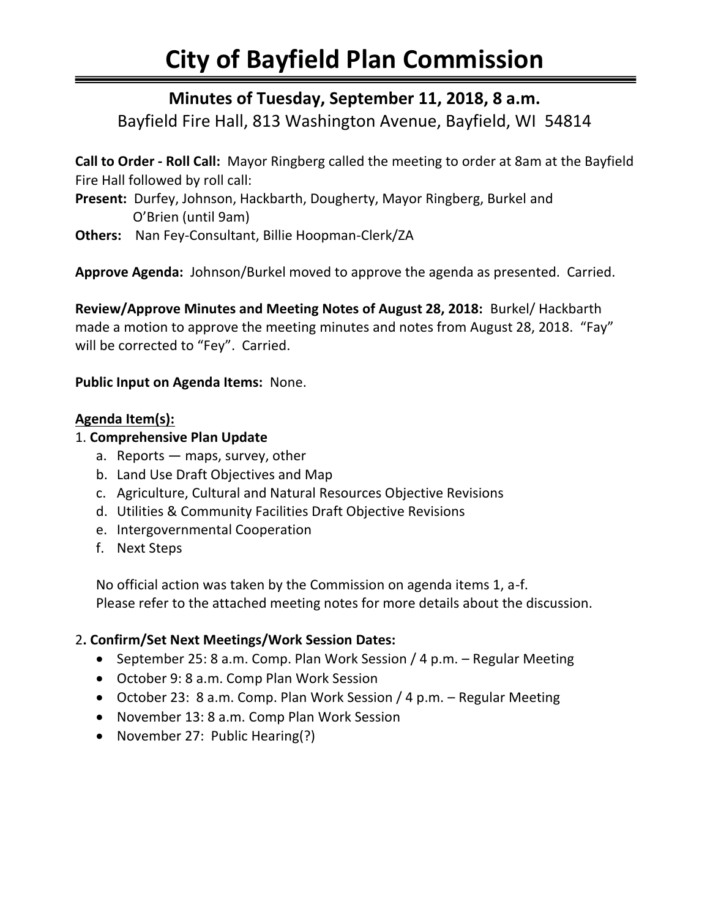# City of Bayfield Plan Commission

## Minutes of Tuesday, September 11, 2018, 8 a.m.

Bayfield Fire Hall, 813 Washington Avenue, Bayfield, WI 54814

**Call to Order - Roll Call:** Mayor Ringberg called the meeting to order at 8am at the Bayfield Fire Hall followed by roll call:

**Present:** Durfey, Johnson, Hackbarth, Dougherty, Mayor Ringberg, Burkel and O'Brien (until 9am)

**Others:** Nan Fey-Consultant, Billie Hoopman-Clerk/ZA

**Approve Agenda:** Johnson/Burkel moved to approve the agenda as presented. Carried.

**Review/Approve Minutes and Meeting Notes of August 28, 2018:** Burkel/ Hackbarth made a motion to approve the meeting minutes and notes from August 28, 2018. "Fay" will be corrected to "Fey". Carried.

**Public Input on Agenda Items:** None.

**Agenda Item(s):**

1. **Comprehensive Plan Update**
   a. Reports — maps, survey, other
   b. Land Use Draft Objectives and Map
   c. Agriculture, Cultural and Natural Resources Objective Revisions
   d. Utilities & Community Facilities Draft Objective Revisions
   e. Intergovernmental Cooperation
   f. Next Steps

   No official action was taken by the Commission on agenda items 1, a-f.
   Please refer to the attached meeting notes for more details about the discussion.

2. **Confirm/Set Next Meetings/Work Session Dates:**
   - September 25: 8 a.m. Comp. Plan Work Session / 4 p.m. – Regular Meeting
   - October 9: 8 a.m. Comp Plan Work Session
   - October 23: 8 a.m. Comp. Plan Work Session / 4 p.m. – Regular Meeting
   - November 13: 8 a.m. Comp Plan Work Session
   - November 27: Public Hearing(?)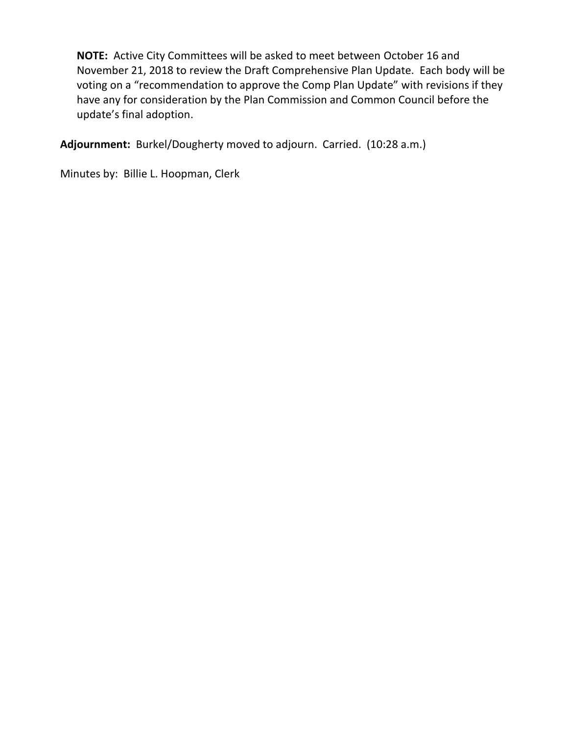**NOTE:** Active City Committees will be asked to meet between October 16 and November 21, 2018 to review the Draft Comprehensive Plan Update. Each body will be voting on a "recommendation to approve the Comp Plan Update" with revisions if they have any for consideration by the Plan Commission and Common Council before the update's final adoption.

**Adjournment:** Burkel/Dougherty moved to adjourn. Carried. (10:28 a.m.)

Minutes by: Billie L. Hoopman, Clerk